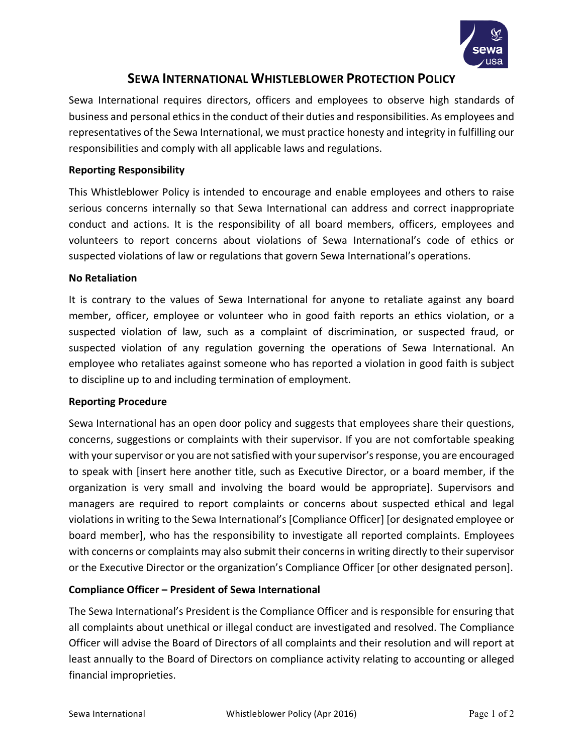# SEWA INTERNATIONAL WHISTLEBLOWER PROTECTION POLICY

Sewa International requires directors, officers and employees to observe high standards of business and personal ethics in the conduct of their duties and responsibilities. As employees and representatives of the Sewa International, we must practice honesty and integrity in fulfilling our responsibilities and comply with all applicable laws and regulations.

**Reporting Responsibility**

This Whistleblower Policy is intended to encourage and enable employees and others to raise serious concerns internally so that Sewa International can address and correct inappropriate conduct and actions. It is the responsibility of all board members, officers, employees and volunteers to report concerns about violations of Sewa International's code of ethics or suspected violations of law or regulations that govern Sewa International's operations.

**No Retaliation**

It is contrary to the values of Sewa International for anyone to retaliate against any board member, officer, employee or volunteer who in good faith reports an ethics violation, or a suspected violation of law, such as a complaint of discrimination, or suspected fraud, or suspected violation of any regulation governing the operations of Sewa International. An employee who retaliates against someone who has reported a violation in good faith is subject to discipline up to and including termination of employment.

**Reporting Procedure**

Sewa International has an open door policy and suggests that employees share their questions, concerns, suggestions or complaints with their supervisor. If you are not comfortable speaking with your supervisor or you are not satisfied with your supervisor's response, you are encouraged to speak with [insert here another title, such as Executive Director, or a board member, if the organization is very small and involving the board would be appropriate]. Supervisors and managers are required to report complaints or concerns about suspected ethical and legal violations in writing to the Sewa International's [Compliance Officer] [or designated employee or board member], who has the responsibility to investigate all reported complaints. Employees with concerns or complaints may also submit their concerns in writing directly to their supervisor or the Executive Director or the organization's Compliance Officer [or other designated person].

**Compliance Officer – President of Sewa International**

The Sewa International's President is the Compliance Officer and is responsible for ensuring that all complaints about unethical or illegal conduct are investigated and resolved. The Compliance Officer will advise the Board of Directors of all complaints and their resolution and will report at least annually to the Board of Directors on compliance activity relating to accounting or alleged financial improprieties.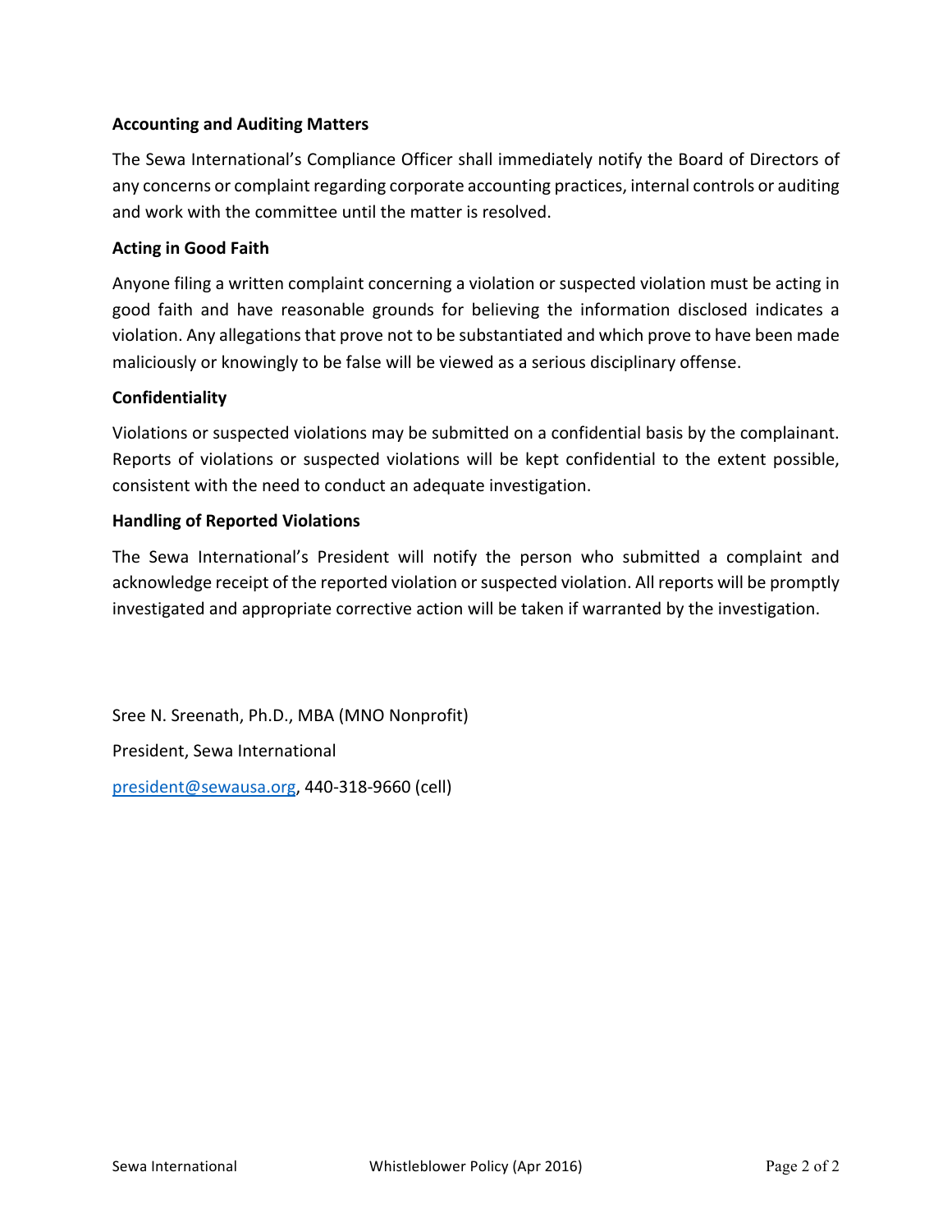**Accounting and Auditing Matters**

The Sewa International's Compliance Officer shall immediately notify the Board of Directors of any concerns or complaint regarding corporate accounting practices, internal controls or auditing and work with the committee until the matter is resolved.

**Acting in Good Faith**

Anyone filing a written complaint concerning a violation or suspected violation must be acting in good faith and have reasonable grounds for believing the information disclosed indicates a violation. Any allegations that prove not to be substantiated and which prove to have been made maliciously or knowingly to be false will be viewed as a serious disciplinary offense.

**Confidentiality**

Violations or suspected violations may be submitted on a confidential basis by the complainant. Reports of violations or suspected violations will be kept confidential to the extent possible, consistent with the need to conduct an adequate investigation.

**Handling of Reported Violations**

The Sewa International's President will notify the person who submitted a complaint and acknowledge receipt of the reported violation or suspected violation. All reports will be promptly investigated and appropriate corrective action will be taken if warranted by the investigation.

Sree N. Sreenath, Ph.D., MBA (MNO Nonprofit)

President, Sewa International

president@sewausa.org, 440-318-9660 (cell)